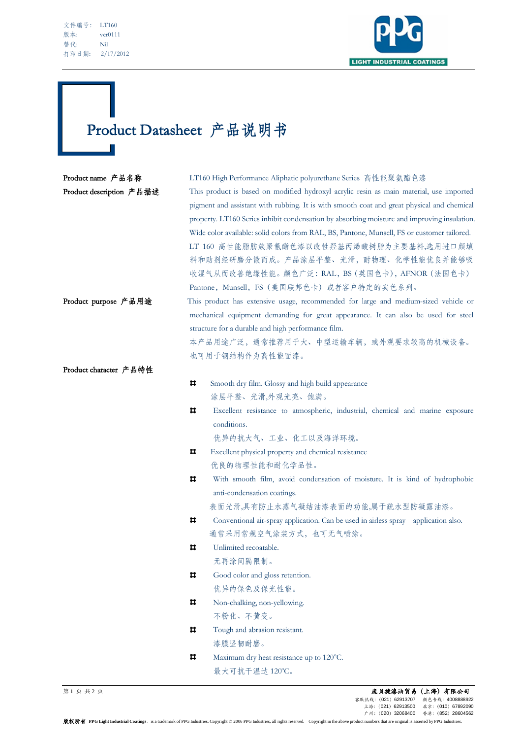文件编号： LT160
版本: ver0111
替代: Nil
打印日期: 2/17/2012

# Product Datasheet 产品说明书

**Product name 产品名称**

LT160 High Performance Aliphatic polyurethane Series 高性能聚氨酯色漆

**Product description 产品描述**

This product is based on modified hydroxyl acrylic resin as main material, use imported pigment and assistant with rubbing. It is with smooth coat and great physical and chemical property. LT160 Series inhibit condensation by absorbing moisture and improving insulation. Wide color available: solid colors from RAL, BS, Pantone, Munsell, FS or customer tailored.

LT 160 高性能脂肪族聚氨酯色漆以改性羟基丙烯酸树脂为主要基料,选用进口颜填料和助剂经研磨分散而成。产品涂层平整、光滑，耐物理、化学性能优良并能够吸收湿气从而改善绝缘性能。颜色广泛：RAL，BS（英国色卡），AFNOR（法国色卡）Pantone，Munsell，FS（美国联邦色卡）或者客户特定的实色系列。

**Product purpose 产品用途**

This product has extensive usage, recommended for large and medium-sized vehicle or mechanical equipment demanding for great appearance. It can also be used for steel structure for a durable and high performance film.

本产品用途广泛，通常推荐用于大、中型运输车辆，或外观要求较高的机械设备。也可用于钢结构作为高性能面漆。

**Product character 产品特性**

- Smooth dry film. Glossy and high build appearance
  涂层平整、光滑,外观光亮、饱满。
- Excellent resistance to atmospheric, industrial, chemical and marine exposure conditions.
  优异的抗大气、工业、化工以及海洋环境。
- Excellent physical property and chemical resistance
  优良的物理性能和耐化学品性。
- With smooth film, avoid condensation of moisture. It is kind of hydrophobic anti-condensation coatings.
  表面光滑,具有防止水蒸气凝结油漆表面的功能,属于疏水型防凝露油漆。
- Conventional air-spray application. Can be used in airless spray application also.
  通常采用常规空气涂装方式，也可无气喷涂。
- Unlimited recoatable.
  无再涂间隔限制。
- Good color and gloss retention.
  优异的保色及保光性能。
- Non-chalking, non-yellowing.
  不粉化、不黄变。
- Tough and abrasion resistant.
  漆膜坚韧耐磨。
- Maximum dry heat resistance up to 120°C.
  最大可抗干温达 120°C。

**庞贝捷漆油贸易（上海）有限公司**

客服热线：（021）62913707 颜色专线：4008888922
上海：（021）62913500 北京：（010）67892090
广州：（020）32068400 香港：（852）28604562

版权所有 PPG Light Industrial Coatings. is a trademark of PPG Industries. Copyright © 2006 PPG Industries, all rights reserved. Copyright in the above product numbers that are original is asserted by PPG Industries.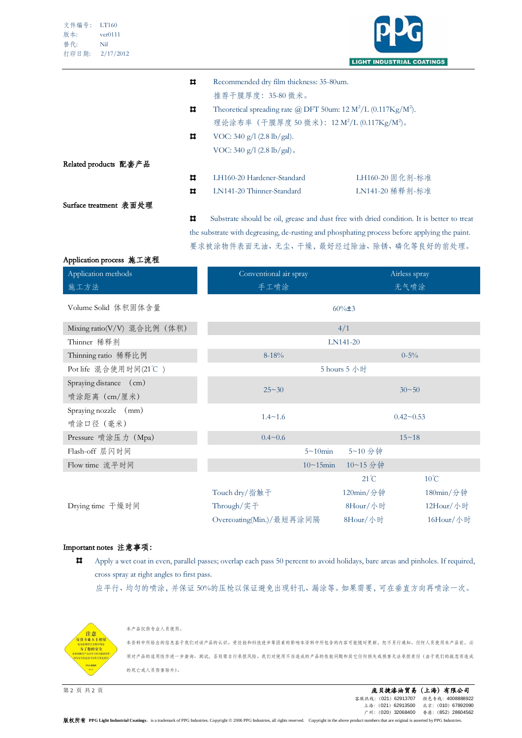文件编号： LT160
版本： ver0111
替代： Nil
打印日期： 2/17/2012

- Recommended dry film thickness: 35-80um.
  推荐干膜厚度：35-80 微米。
- Theoretical spreading rate @ DFT 50um: 12 $M^2$/L (0.117Kg/$M^2$).
  理论涂布率（干膜厚度 50 微米）：12 $M^2$/L (0.117Kg/$M^2$)。
- VOC: 340 g/l (2.8 lb/gal).
  VOC: 340 g/l (2.8 lb/gal)。

**Related products 配套产品**

- LH160-20 Hardener-Standard　　LH160-20 固化剂-标准
- LN141-20 Thinner-Standard　　LN141-20 稀释剂-标准

**Surface treatment 表面处理**

- Substrate should be oil, grease and dust free with dried condition. It is better to treat the substrate with degreasing, de-rusting and phosphating process before applying the paint.
  要求被涂物件表面无油、无尘、干燥，最好经过除油、除锈、磷化等良好的前处理。

**Application process 施工流程**

| Application methods 施工方法 | Conventional air spray 手工喷涂 | Airless spray 无气喷涂 |
|---|---|---|
| Volume Solid 体积固体含量 | 60%±3 | |
| Mixing ratio(V/V) 混合比例（体积） | 4/1 | |
| Thinner 稀释剂 | LN141-20 | |
| Thinning ratio 稀释比例 | 8-18% | 0-5% |
| Pot life 混合使用时间(21℃) | 5 hours 5 小时 | |
| Spraying distance (cm) 喷涂距离（cm/厘米） | 25~30 | 30~50 |
| Spraying nozzle (mm) 喷涂口径（毫米） | 1.4~1.6 | 0.42~0.53 |
| Pressure 喷涂压力（Mpa) | 0.4~0.6 | 15~18 |
| Flash-off 层闪时间 | 5~10min 5~10 分钟 | |
| Flow time 流平时间 | 10~15min 10~15 分钟 | |

| Drying time 干燥时间 | | 21℃ | 10℃ |
|---|---|---|---|
| | Touch dry/指触干 | 120min/分钟 | 180min/分钟 |
| | Through/实干 | 8Hour/小时 | 12Hour/小时 |
| | Overcoating(Min.)/最短再涂间隔 | 8Hour/小时 | 16Hour/小时 |

**Important notes 注意事项：**

- Apply a wet coat in even, parallel passes; overlap each pass 50 percent to avoid holidays, bare areas and pinholes. If required, cross spray at right angles to first pass.
  应平行、均匀的喷涂，并保证 50%的压枪以保证避免出现针孔、漏涂等。如果需要，可在垂直方向再喷涂一次。

本产品仅供专业人员使用。

本资料中所给出的信息基于我们对该产品的认识。受经验和科技进步等因素的影响本资料中所包含的内容可能随时更新，恕不另行通知。任何人员使用本产品前，必须对产品的适用性作进一步查询、测试，否则需自行承担风险。我们对使用不当造成的产品的性能问题和其它任何损失或损害无法承担责任（由于我们的疏忽而造成的死亡或人员伤害除外）。

**庞贝捷漆油贸易（上海）有限公司**
客服热线：(021) 62913707　颜色专线：4008888922
上海：(021) 62913500　北京：(010) 67892090
广州：(020) 32068400　香港：(852) 28604562

**版权所有 PPG Light Industrial Coatings**. is a trademark of PPG Industries. Copyright © 2006 PPG Industries, all rights reserved. Copyright in the above product numbers that are original is asserted by PPG Industries.